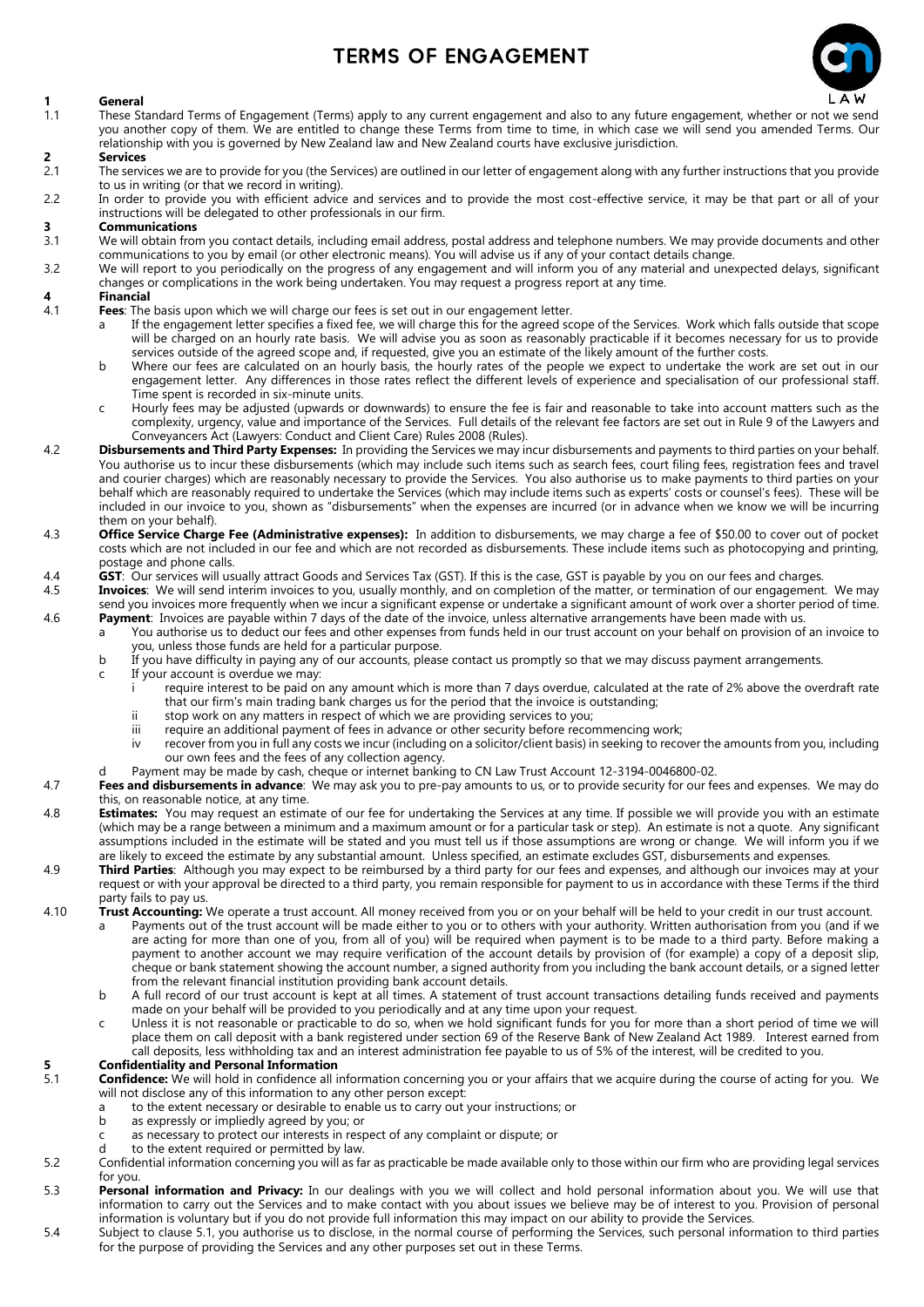# TERMS OF ENGAGEMENT

## 1 General

1.1 These Standard Terms of Engagement (Terms) apply to any current engagement and also to any future engagement, whether or not we send you another copy of them. We are entitled to change these Terms from time to time, in which case we will send you amended Terms. Our relationship with you is governed by New Zealand law and New Zealand courts have exclusive jurisdiction.

## 2 Services

2.1 The services we are to provide for you (the Services) are outlined in our letter of engagement along with any further instructions that you provide to us in writing (or that we record in writing).

2.2 In order to provide you with efficient advice and services and to provide the most cost-effective service, it may be that part or all of your instructions will be delegated to other professionals in our firm.

## 3 Communications

3.1 We will obtain from you contact details, including email address, postal address and telephone numbers. We may provide documents and other communications to you by email (or other electronic means). You will advise us if any of your contact details change.

3.2 We will report to you periodically on the progress of any engagement and will inform you of any material and unexpected delays, significant changes or complications in the work being undertaken. You may request a progress report at any time.

## 4 Financial

4.1 **Fees**: The basis upon which we will charge our fees is set out in our engagement letter.

- a If the engagement letter specifies a fixed fee, we will charge this for the agreed scope of the Services. Work which falls outside that scope will be charged on an hourly rate basis. We will advise you as soon as reasonably practicable if it becomes necessary for us to provide services outside of the agreed scope and, if requested, give you an estimate of the likely amount of the further costs.
- b Where our fees are calculated on an hourly basis, the hourly rates of the people we expect to undertake the work are set out in our engagement letter. Any differences in those rates reflect the different levels of experience and specialisation of our professional staff. Time spent is recorded in six-minute units.
- c Hourly fees may be adjusted (upwards or downwards) to ensure the fee is fair and reasonable to take into account matters such as the complexity, urgency, value and importance of the Services. Full details of the relevant fee factors are set out in Rule 9 of the Lawyers and Conveyancers Act (Lawyers: Conduct and Client Care) Rules 2008 (Rules).

4.2 **Disbursements and Third Party Expenses:** In providing the Services we may incur disbursements and payments to third parties on your behalf. You authorise us to incur these disbursements (which may include such items such as search fees, court filing fees, registration fees and travel and courier charges) which are reasonably necessary to provide the Services. You also authorise us to make payments to third parties on your behalf which are reasonably required to undertake the Services (which may include items such as experts' costs or counsel's fees). These will be included in our invoice to you, shown as "disbursements" when the expenses are incurred (or in advance when we know we will be incurring them on your behalf).

4.3 **Office Service Charge Fee (Administrative expenses):** In addition to disbursements, we may charge a fee of $50.00 to cover out of pocket costs which are not included in our fee and which are not recorded as disbursements. These include items such as photocopying and printing, postage and phone calls.

4.4 **GST**: Our services will usually attract Goods and Services Tax (GST). If this is the case, GST is payable by you on our fees and charges.

4.5 **Invoices**: We will send interim invoices to you, usually monthly, and on completion of the matter, or termination of our engagement. We may send you invoices more frequently when we incur a significant expense or undertake a significant amount of work over a shorter period of time.

4.6 **Payment**: Invoices are payable within 7 days of the date of the invoice, unless alternative arrangements have been made with us.

- a You authorise us to deduct our fees and other expenses from funds held in our trust account on your behalf on provision of an invoice to you, unless those funds are held for a particular purpose.
- b If you have difficulty in paying any of our accounts, please contact us promptly so that we may discuss payment arrangements.
- c If your account is overdue we may:
  - i require interest to be paid on any amount which is more than 7 days overdue, calculated at the rate of 2% above the overdraft rate that our firm's main trading bank charges us for the period that the invoice is outstanding;
  - ii stop work on any matters in respect of which we are providing services to you;
  - iii require an additional payment of fees in advance or other security before recommencing work;
  - iv recover from you in full any costs we incur (including on a solicitor/client basis) in seeking to recover the amounts from you, including our own fees and the fees of any collection agency.
- d Payment may be made by cash, cheque or internet banking to CN Law Trust Account 12-3194-0046800-02.

4.7 **Fees and disbursements in advance**: We may ask you to pre-pay amounts to us, or to provide security for our fees and expenses. We may do this, on reasonable notice, at any time.

4.8 **Estimates:** You may request an estimate of our fee for undertaking the Services at any time. If possible we will provide you with an estimate (which may be a range between a minimum and a maximum amount or for a particular task or step). An estimate is not a quote. Any significant assumptions included in the estimate will be stated and you must tell us if those assumptions are wrong or change. We will inform you if we are likely to exceed the estimate by any substantial amount. Unless specified, an estimate excludes GST, disbursements and expenses.

4.9 **Third Parties**: Although you may expect to be reimbursed by a third party for our fees and expenses, and although our invoices may at your request or with your approval be directed to a third party, you remain responsible for payment to us in accordance with these Terms if the third party fails to pay us.

4.10 **Trust Accounting:** We operate a trust account. All money received from you or on your behalf will be held to your credit in our trust account.

- a Payments out of the trust account will be made either to you or to others with your authority. Written authorisation from you (and if we are acting for more than one of you, from all of you) will be required when payment is to be made to a third party. Before making a payment to another account we may require verification of the account details by provision of (for example) a copy of a deposit slip, cheque or bank statement showing the account number, a signed authority from you including the bank account details, or a signed letter from the relevant financial institution providing bank account details.
- b A full record of our trust account is kept at all times. A statement of trust account transactions detailing funds received and payments made on your behalf will be provided to you periodically and at any time upon your request.
- c Unless it is not reasonable or practicable to do so, when we hold significant funds for you for more than a short period of time we will place them on call deposit with a bank registered under section 69 of the Reserve Bank of New Zealand Act 1989. Interest earned from call deposits, less withholding tax and an interest administration fee payable to us of 5% of the interest, will be credited to you.

## 5 Confidentiality and Personal Information

5.1 **Confidence:** We will hold in confidence all information concerning you or your affairs that we acquire during the course of acting for you. We will not disclose any of this information to any other person except:

- a to the extent necessary or desirable to enable us to carry out your instructions; or
- b as expressly or impliedly agreed by you; or
- c as necessary to protect our interests in respect of any complaint or dispute; or
- d to the extent required or permitted by law.

5.2 Confidential information concerning you will as far as practicable be made available only to those within our firm who are providing legal services for you.

5.3 **Personal information and Privacy:** In our dealings with you we will collect and hold personal information about you. We will use that information to carry out the Services and to make contact with you about issues we believe may be of interest to you. Provision of personal information is voluntary but if you do not provide full information this may impact on our ability to provide the Services.

5.4 Subject to clause 5.1, you authorise us to disclose, in the normal course of performing the Services, such personal information to third parties for the purpose of providing the Services and any other purposes set out in these Terms.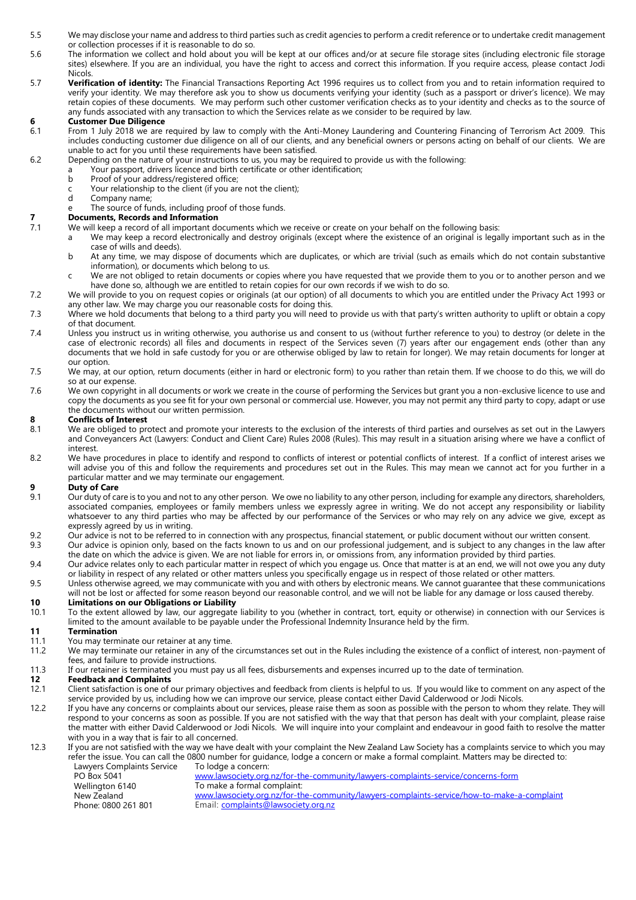5.5 We may disclose your name and address to third parties such as credit agencies to perform a credit reference or to undertake credit management or collection processes if it is reasonable to do so.

5.6 The information we collect and hold about you will be kept at our offices and/or at secure file storage sites (including electronic file storage sites) elsewhere. If you are an individual, you have the right to access and correct this information. If you require access, please contact Jodi Nicols.

5.7 **Verification of identity:** The Financial Transactions Reporting Act 1996 requires us to collect from you and to retain information required to verify your identity. We may therefore ask you to show us documents verifying your identity (such as a passport or driver's licence). We may retain copies of these documents. We may perform such other customer verification checks as to your identity and checks as to the source of any funds associated with any transaction to which the Services relate as we consider to be required by law.

## 6 Customer Due Diligence

6.1 From 1 July 2018 we are required by law to comply with the Anti-Money Laundering and Countering Financing of Terrorism Act 2009. This includes conducting customer due diligence on all of our clients, and any beneficial owners or persons acting on behalf of our clients. We are unable to act for you until these requirements have been satisfied.

6.2 Depending on the nature of your instructions to us, you may be required to provide us with the following:

- a Your passport, drivers licence and birth certificate or other identification;
- b Proof of your address/registered office;
- c Your relationship to the client (if you are not the client);
- d Company name;
- e The source of funds, including proof of those funds.

## 7 Documents, Records and Information

7.1 We will keep a record of all important documents which we receive or create on your behalf on the following basis:

- a We may keep a record electronically and destroy originals (except where the existence of an original is legally important such as in the case of wills and deeds).
- b At any time, we may dispose of documents which are duplicates, or which are trivial (such as emails which do not contain substantive information), or documents which belong to us.
- c We are not obliged to retain documents or copies where you have requested that we provide them to you or to another person and we have done so, although we are entitled to retain copies for our own records if we wish to do so.

7.2 We will provide to you on request copies or originals (at our option) of all documents to which you are entitled under the Privacy Act 1993 or any other law. We may charge you our reasonable costs for doing this.

7.3 Where we hold documents that belong to a third party you will need to provide us with that party's written authority to uplift or obtain a copy of that document.

7.4 Unless you instruct us in writing otherwise, you authorise us and consent to us (without further reference to you) to destroy (or delete in the case of electronic records) all files and documents in respect of the Services seven (7) years after our engagement ends (other than any documents that we hold in safe custody for you or are otherwise obliged by law to retain for longer). We may retain documents for longer at our option.

7.5 We may, at our option, return documents (either in hard or electronic form) to you rather than retain them. If we choose to do this, we will do so at our expense.

7.6 We own copyright in all documents or work we create in the course of performing the Services but grant you a non-exclusive licence to use and copy the documents as you see fit for your own personal or commercial use. However, you may not permit any third party to copy, adapt or use the documents without our written permission.

## 8 Conflicts of Interest

8.1 We are obliged to protect and promote your interests to the exclusion of the interests of third parties and ourselves as set out in the Lawyers and Conveyancers Act (Lawyers: Conduct and Client Care) Rules 2008 (Rules). This may result in a situation arising where we have a conflict of interest.

8.2 We have procedures in place to identify and respond to conflicts of interest or potential conflicts of interest. If a conflict of interest arises we will advise you of this and follow the requirements and procedures set out in the Rules. This may mean we cannot act for you further in a particular matter and we may terminate our engagement.

## 9 Duty of Care

9.1 Our duty of care is to you and not to any other person. We owe no liability to any other person, including for example any directors, shareholders, associated companies, employees or family members unless we expressly agree in writing. We do not accept any responsibility or liability whatsoever to any third parties who may be affected by our performance of the Services or who may rely on any advice we give, except as expressly agreed by us in writing.

9.2 Our advice is not to be referred to in connection with any prospectus, financial statement, or public document without our written consent.

9.3 Our advice is opinion only, based on the facts known to us and on our professional judgement, and is subject to any changes in the law after the date on which the advice is given. We are not liable for errors in, or omissions from, any information provided by third parties.

9.4 Our advice relates only to each particular matter in respect of which you engage us. Once that matter is at an end, we will not owe you any duty or liability in respect of any related or other matters unless you specifically engage us in respect of those related or other matters.

9.5 Unless otherwise agreed, we may communicate with you and with others by electronic means. We cannot guarantee that these communications will not be lost or affected for some reason beyond our reasonable control, and we will not be liable for any damage or loss caused thereby.

## 10 Limitations on our Obligations or Liability

10.1 To the extent allowed by law, our aggregate liability to you (whether in contract, tort, equity or otherwise) in connection with our Services is limited to the amount available to be payable under the Professional Indemnity Insurance held by the firm.

## 11 Termination

11.1 You may terminate our retainer at any time.

11.2 We may terminate our retainer in any of the circumstances set out in the Rules including the existence of a conflict of interest, non-payment of fees, and failure to provide instructions.

11.3 If our retainer is terminated you must pay us all fees, disbursements and expenses incurred up to the date of termination.

## 12 Feedback and Complaints

12.1 Client satisfaction is one of our primary objectives and feedback from clients is helpful to us. If you would like to comment on any aspect of the service provided by us, including how we can improve our service, please contact either David Calderwood or Jodi Nicols.

12.2 If you have any concerns or complaints about our services, please raise them as soon as possible with the person to whom they relate. They will respond to your concerns as soon as possible. If you are not satisfied with the way that that person has dealt with your complaint, please raise the matter with either David Calderwood or Jodi Nicols. We will inquire into your complaint and endeavour in good faith to resolve the matter with you in a way that is fair to all concerned.

12.3 If you are not satisfied with the way we have dealt with your complaint the New Zealand Law Society has a complaints service to which you may refer the issue. You can call the 0800 number for guidance, lodge a concern or make a formal complaint. Matters may be directed to:

| | |
|---|---|
| Lawyers Complaints Service | To lodge a concern: |
| PO Box 5041 | www.lawsociety.org.nz/for-the-community/lawyers-complaints-service/concerns-form |
| Wellington 6140 | To make a formal complaint: |
| New Zealand | www.lawsociety.org.nz/for-the-community/lawyers-complaints-service/how-to-make-a-complaint |
| Phone: 0800 261 801 | Email: complaints@lawsociety.org.nz |